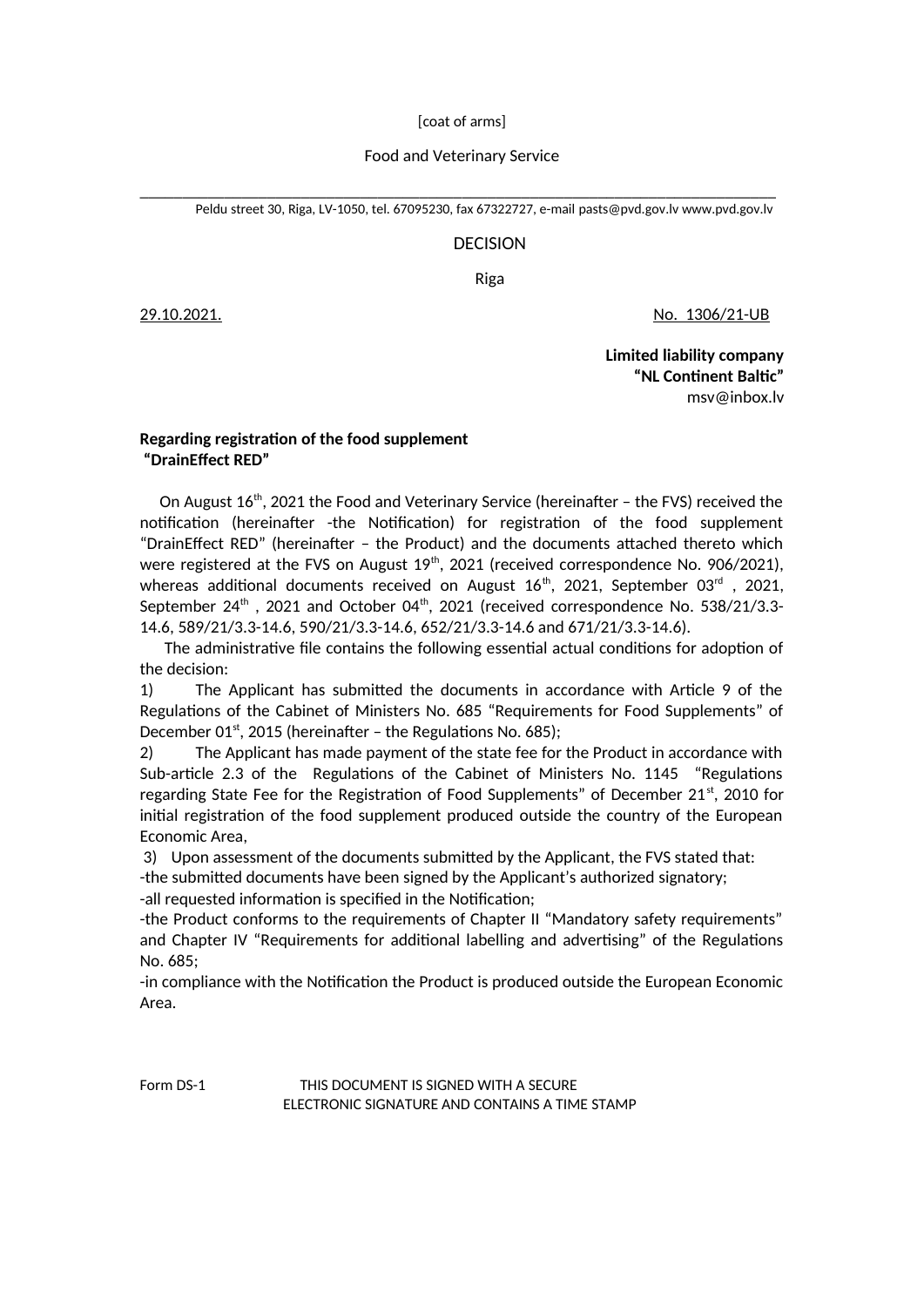[coat of arms]

Food and Veterinary Service

Peldu street 30, Riga, LV-1050, tel. 67095230, fax 67322727, e-mail pasts@pvd.gov.lv www.pvd.gov.lv

# DECISION

Riga

29.10.2021. No. 1306/21-UB

**Limited liability company**
**“NL Continent Baltic”**
msv@inbox.lv

**Regarding registration of the food supplement “DrainEffect RED”**

On August 16th, 2021 the Food and Veterinary Service (hereinafter – the FVS) received the notification (hereinafter -the Notification) for registration of the food supplement “DrainEffect RED” (hereinafter – the Product) and the documents attached thereto which were registered at the FVS on August 19th, 2021 (received correspondence No. 906/2021), whereas additional documents received on August 16th, 2021, September 03rd , 2021, September 24th , 2021 and October 04th, 2021 (received correspondence No. 538/21/3.3-14.6, 589/21/3.3-14.6, 590/21/3.3-14.6, 652/21/3.3-14.6 and 671/21/3.3-14.6).

The administrative file contains the following essential actual conditions for adoption of the decision:

1) The Applicant has submitted the documents in accordance with Article 9 of the Regulations of the Cabinet of Ministers No. 685 “Requirements for Food Supplements” of December 01st, 2015 (hereinafter – the Regulations No. 685);

2) The Applicant has made payment of the state fee for the Product in accordance with Sub-article 2.3 of the Regulations of the Cabinet of Ministers No. 1145 “Regulations regarding State Fee for the Registration of Food Supplements” of December 21st, 2010 for initial registration of the food supplement produced outside the country of the European Economic Area,

3) Upon assessment of the documents submitted by the Applicant, the FVS stated that:

-the submitted documents have been signed by the Applicant’s authorized signatory;

-all requested information is specified in the Notification;

-the Product conforms to the requirements of Chapter II “Mandatory safety requirements” and Chapter IV “Requirements for additional labelling and advertising” of the Regulations No. 685;

-in compliance with the Notification the Product is produced outside the European Economic Area.

Form DS-1 THIS DOCUMENT IS SIGNED WITH A SECURE ELECTRONIC SIGNATURE AND CONTAINS A TIME STAMP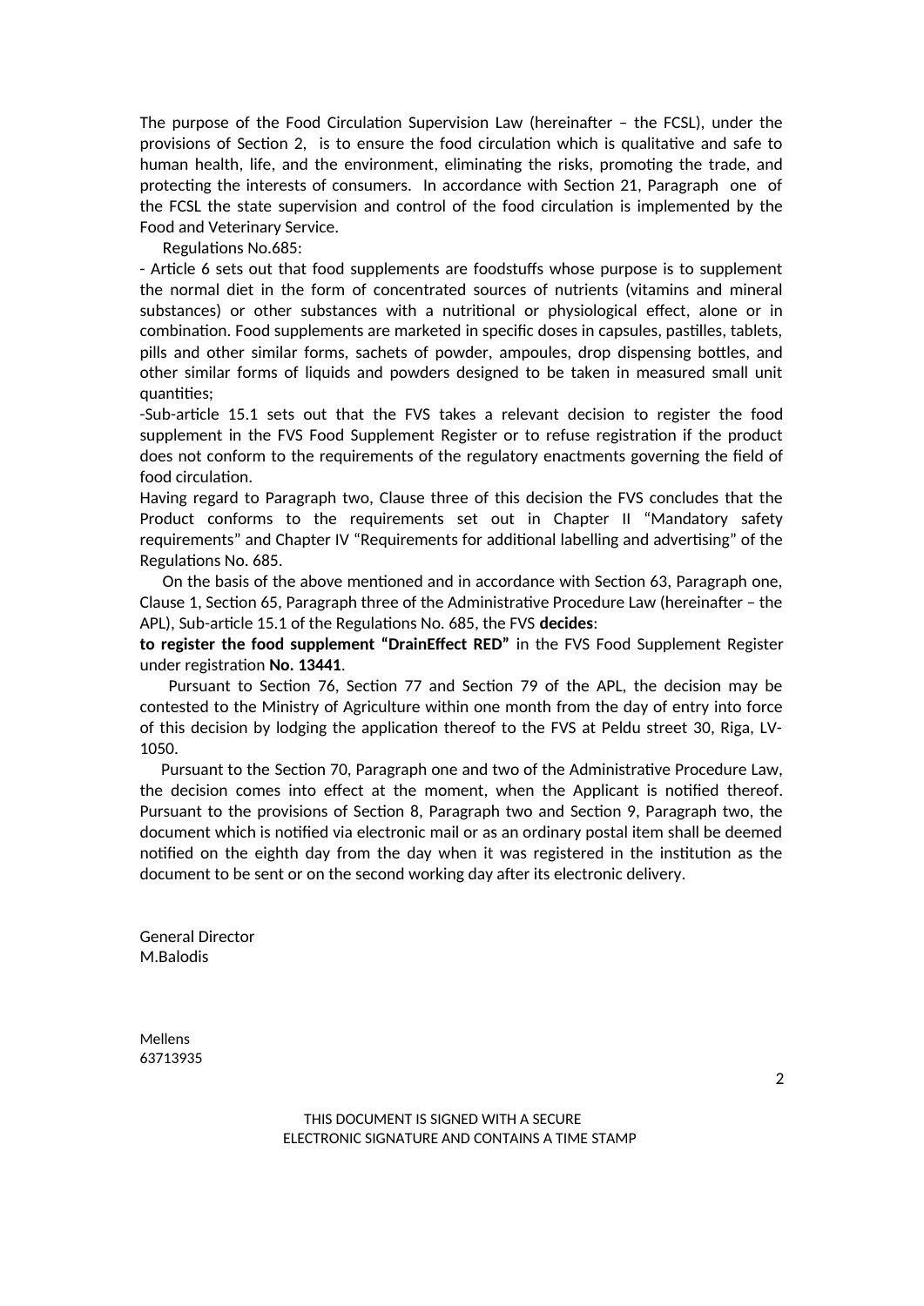The purpose of the Food Circulation Supervision Law (hereinafter – the FCSL), under the provisions of Section 2, is to ensure the food circulation which is qualitative and safe to human health, life, and the environment, eliminating the risks, promoting the trade, and protecting the interests of consumers. In accordance with Section 21, Paragraph one of the FCSL the state supervision and control of the food circulation is implemented by the Food and Veterinary Service.

Regulations No.685:

- Article 6 sets out that food supplements are foodstuffs whose purpose is to supplement the normal diet in the form of concentrated sources of nutrients (vitamins and mineral substances) or other substances with a nutritional or physiological effect, alone or in combination. Food supplements are marketed in specific doses in capsules, pastilles, tablets, pills and other similar forms, sachets of powder, ampoules, drop dispensing bottles, and other similar forms of liquids and powders designed to be taken in measured small unit quantities;
- Sub-article 15.1 sets out that the FVS takes a relevant decision to register the food supplement in the FVS Food Supplement Register or to refuse registration if the product does not conform to the requirements of the regulatory enactments governing the field of food circulation.

Having regard to Paragraph two, Clause three of this decision the FVS concludes that the Product conforms to the requirements set out in Chapter II "Mandatory safety requirements" and Chapter IV "Requirements for additional labelling and advertising" of the Regulations No. 685.

On the basis of the above mentioned and in accordance with Section 63, Paragraph one, Clause 1, Section 65, Paragraph three of the Administrative Procedure Law (hereinafter – the APL), Sub-article 15.1 of the Regulations No. 685, the FVS **decides**:

**to register the food supplement "DrainEffect RED"** in the FVS Food Supplement Register under registration **No. 13441**.

Pursuant to Section 76, Section 77 and Section 79 of the APL, the decision may be contested to the Ministry of Agriculture within one month from the day of entry into force of this decision by lodging the application thereof to the FVS at Peldu street 30, Riga, LV-1050.

Pursuant to the Section 70, Paragraph one and two of the Administrative Procedure Law, the decision comes into effect at the moment, when the Applicant is notified thereof. Pursuant to the provisions of Section 8, Paragraph two and Section 9, Paragraph two, the document which is notified via electronic mail or as an ordinary postal item shall be deemed notified on the eighth day from the day when it was registered in the institution as the document to be sent or on the second working day after its electronic delivery.

General Director
M.Balodis

Mellens
63713935

THIS DOCUMENT IS SIGNED WITH A SECURE ELECTRONIC SIGNATURE AND CONTAINS A TIME STAMP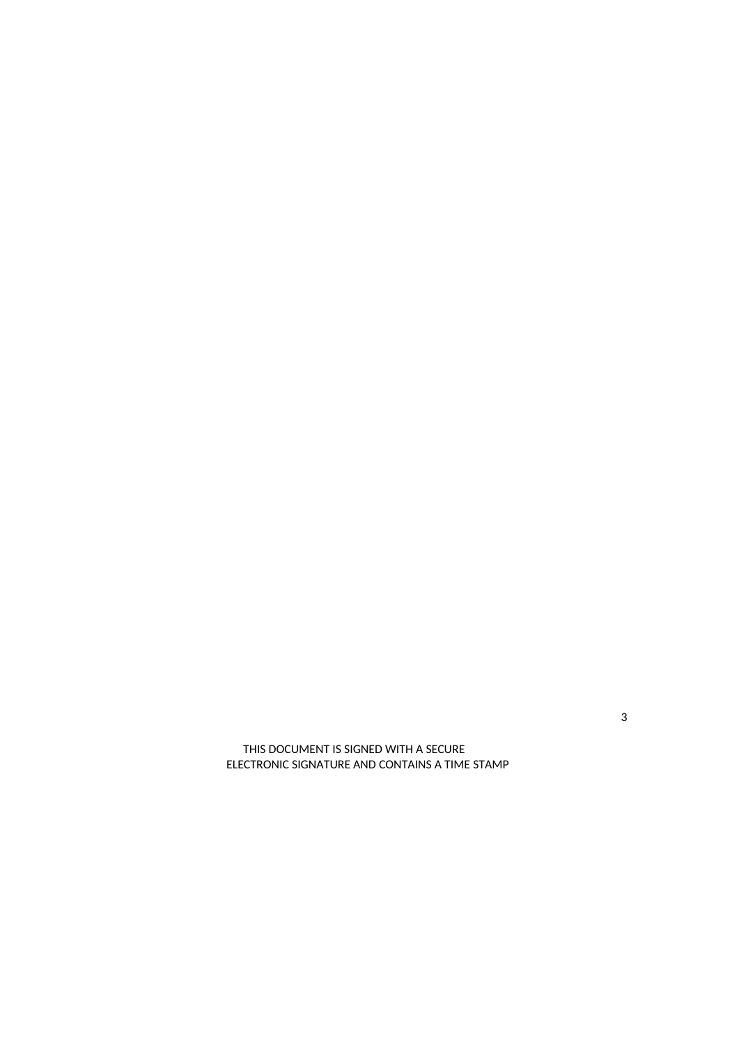THIS DOCUMENT IS SIGNED WITH A SECURE ELECTRONIC SIGNATURE AND CONTAINS A TIME STAMP